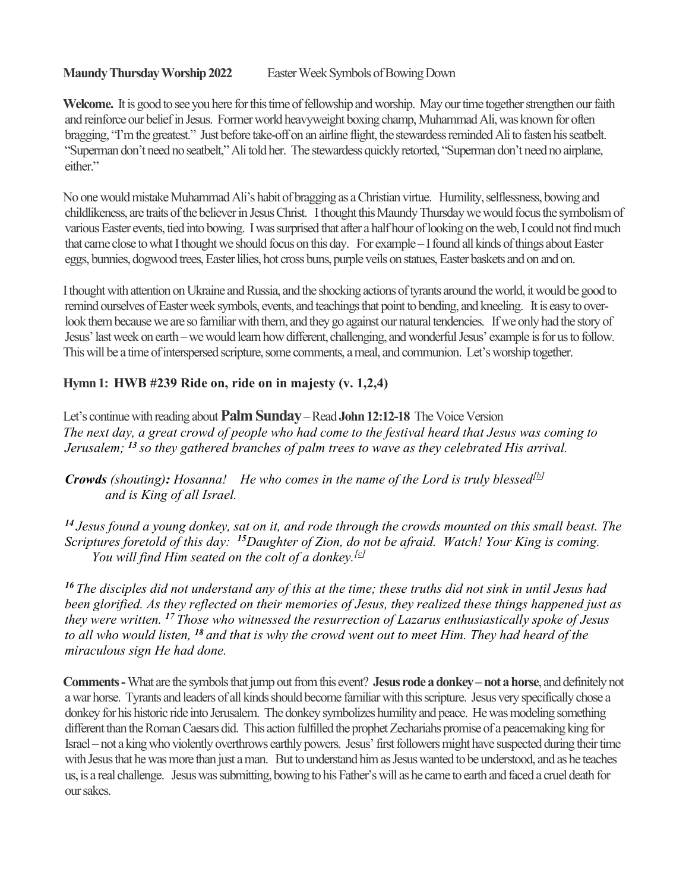**Maundy Thursday Worship 2022** Easter Week Symbols of Bowing Down

**Welcome.** It is good to see you here for this time of fellowship and worship. May our time together strengthen our faith and reinforce our belief in Jesus. Former world heavyweight boxing champ, Muhammad Ali, was known for often bragging, "I'm the greatest." Just before take-off on an airline flight, the stewardess reminded Ali to fasten his seatbelt. "Superman don't need no seatbelt," Ali told her. The stewardess quickly retorted, "Superman don't need no airplane, either."

No one would mistake Muhammad Ali's habit of bragging as a Christian virtue. Humility, selflessness, bowing and childlikeness, are traits of the believer in Jesus Christ. I thought this Maundy Thursday we would focus the symbolism of various Easter events, tied into bowing. I was surprised that after a half hour of looking on the web, I could not find much that came close to what I thought we should focus on this day. For example – I found all kinds of things about Easter eggs, bunnies, dogwood trees, Easter lilies, hot cross buns, purple veils on statues, Easter baskets and on and on.

I thought with attention on Ukraine and Russia, and the shocking actions of tyrants around the world, it would be good to remind ourselves of Easter week symbols, events, and teachings that point to bending, and kneeling. It is easy to over-look them because we are so familiar with them, and they go against our natural tendencies. If we only had the story of Jesus' last week on earth – we would learn how different, challenging, and wonderful Jesus' example is for us to follow. This will be a time of interspersed scripture, some comments, a meal, and communion. Let's worship together.

### Hymn 1: HWB #239 Ride on, ride on in majesty (v. 1,2,4)

Let's continue with reading about **Palm Sunday** – Read **John 12:12-18** The Voice Version

*The next day, a great crowd of people who had come to the festival heard that Jesus was coming to Jerusalem;* ***13*** *so they gathered branches of palm trees to wave as they celebrated His arrival.*

***Crowds*** *(shouting)**:** Hosanna! He who comes in the name of the Lord is truly blessed*[b]
*and is King of all Israel.*

***14*** *Jesus found a young donkey, sat on it, and rode through the crowds mounted on this small beast. The Scriptures foretold of this day:* ***15****Daughter of Zion, do not be afraid. Watch! Your King is coming.*
*You will find Him seated on the colt of a donkey.*[c]

***16*** *The disciples did not understand any of this at the time; these truths did not sink in until Jesus had been glorified. As they reflected on their memories of Jesus, they realized these things happened just as they were written.* ***17*** *Those who witnessed the resurrection of Lazarus enthusiastically spoke of Jesus to all who would listen,* ***18*** *and that is why the crowd went out to meet Him. They had heard of the miraculous sign He had done.*

**Comments -** What are the symbols that jump out from this event? **Jesus rode a donkey – not a horse**, and definitely not a war horse. Tyrants and leaders of all kinds should become familiar with this scripture. Jesus very specifically chose a donkey for his historic ride into Jerusalem. The donkey symbolizes humility and peace. He was modeling something different than the Roman Caesars did. This action fulfilled the prophet Zechariahs promise of a peacemaking king for Israel – not a king who violently overthrows earthly powers. Jesus' first followers might have suspected during their time with Jesus that he was more than just a man. But to understand him as Jesus wanted to be understood, and as he teaches us, is a real challenge. Jesus was submitting, bowing to his Father's will as he came to earth and faced a cruel death for our sakes.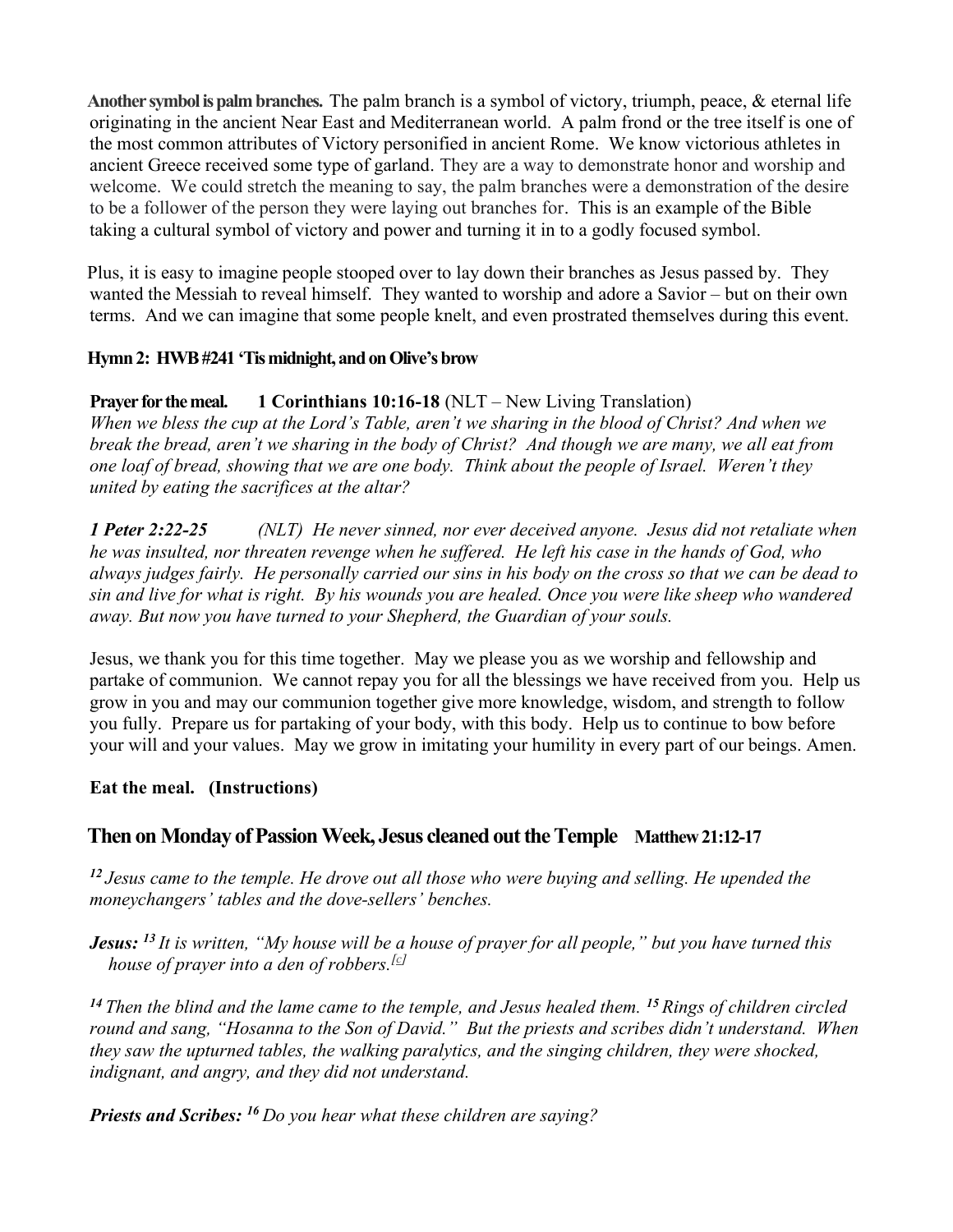**Another symbol is palm branches.** The palm branch is a symbol of victory, triumph, peace, & eternal life originating in the ancient Near East and Mediterranean world. A palm frond or the tree itself is one of the most common attributes of Victory personified in ancient Rome. We know victorious athletes in ancient Greece received some type of garland. They are a way to demonstrate honor and worship and welcome. We could stretch the meaning to say, the palm branches were a demonstration of the desire to be a follower of the person they were laying out branches for. This is an example of the Bible taking a cultural symbol of victory and power and turning it in to a godly focused symbol.

Plus, it is easy to imagine people stooped over to lay down their branches as Jesus passed by. They wanted the Messiah to reveal himself. They wanted to worship and adore a Savior – but on their own terms. And we can imagine that some people knelt, and even prostrated themselves during this event.

**Hymn 2: HWB #241 'Tis midnight, and on Olive's brow**

**Prayer for the meal. 1 Corinthians 10:16-18** (NLT – New Living Translation)
*When we bless the cup at the Lord's Table, aren't we sharing in the blood of Christ? And when we break the bread, aren't we sharing in the body of Christ? And though we are many, we all eat from one loaf of bread, showing that we are one body. Think about the people of Israel. Weren't they united by eating the sacrifices at the altar?*

***1 Peter 2:22-25*** *(NLT) He never sinned, nor ever deceived anyone. Jesus did not retaliate when he was insulted, nor threaten revenge when he suffered. He left his case in the hands of God, who always judges fairly. He personally carried our sins in his body on the cross so that we can be dead to sin and live for what is right. By his wounds you are healed. Once you were like sheep who wandered away. But now you have turned to your Shepherd, the Guardian of your souls.*

Jesus, we thank you for this time together. May we please you as we worship and fellowship and partake of communion. We cannot repay you for all the blessings we have received from you. Help us grow in you and may our communion together give more knowledge, wisdom, and strength to follow you fully. Prepare us for partaking of your body, with this body. Help us to continue to bow before your will and your values. May we grow in imitating your humility in every part of our beings. Amen.

**Eat the meal. (Instructions)**

## Then on Monday of Passion Week, Jesus cleaned out the Temple **Matthew 21:12-17**

*[12] Jesus came to the temple. He drove out all those who were buying and selling. He upended the moneychangers' tables and the dove-sellers' benches.*

***Jesus:*** *[13] It is written, "My house will be a house of prayer for all people," but you have turned this house of prayer into a den of robbers.[c]*

*[14] Then the blind and the lame came to the temple, and Jesus healed them. [15] Rings of children circled round and sang, "Hosanna to the Son of David." But the priests and scribes didn't understand. When they saw the upturned tables, the walking paralytics, and the singing children, they were shocked, indignant, and angry, and they did not understand.*

***Priests and Scribes:*** *[16] Do you hear what these children are saying?*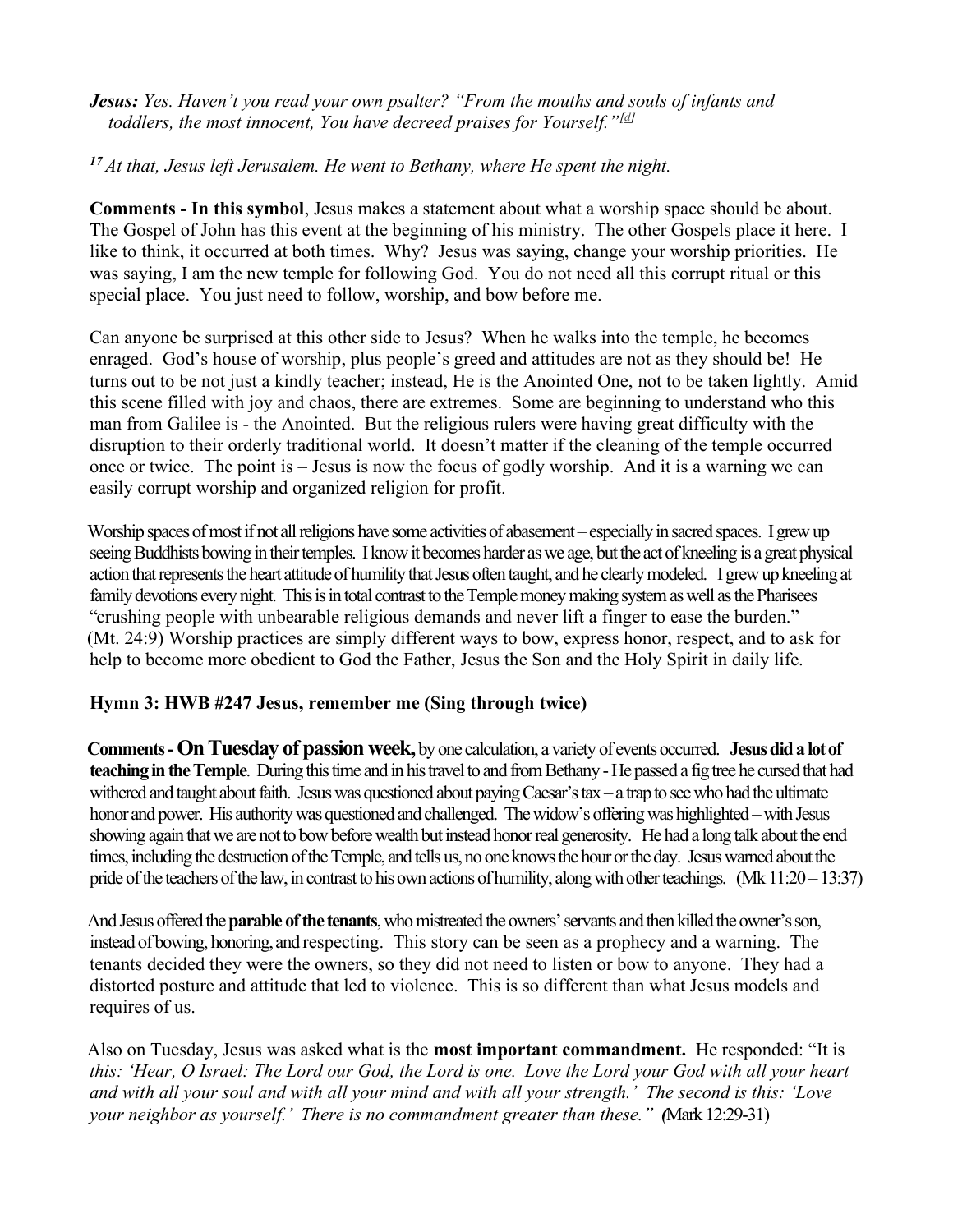***Jesus:*** *Yes. Haven't you read your own psalter? "From the mouths and souls of infants and toddlers, the most innocent, You have decreed praises for Yourself."*[d]

*17 At that, Jesus left Jerusalem. He went to Bethany, where He spent the night.*

**Comments - In this symbol**, Jesus makes a statement about what a worship space should be about. The Gospel of John has this event at the beginning of his ministry. The other Gospels place it here. I like to think, it occurred at both times. Why? Jesus was saying, change your worship priorities. He was saying, I am the new temple for following God. You do not need all this corrupt ritual or this special place. You just need to follow, worship, and bow before me.

Can anyone be surprised at this other side to Jesus? When he walks into the temple, he becomes enraged. God's house of worship, plus people's greed and attitudes are not as they should be! He turns out to be not just a kindly teacher; instead, He is the Anointed One, not to be taken lightly. Amid this scene filled with joy and chaos, there are extremes. Some are beginning to understand who this man from Galilee is - the Anointed. But the religious rulers were having great difficulty with the disruption to their orderly traditional world. It doesn't matter if the cleaning of the temple occurred once or twice. The point is – Jesus is now the focus of godly worship. And it is a warning we can easily corrupt worship and organized religion for profit.

Worship spaces of most if not all religions have some activities of abasement – especially in sacred spaces. I grew up seeing Buddhists bowing in their temples. I know it becomes harder as we age, but the act of kneeling is a great physical action that represents the heart attitude of humility that Jesus often taught, and he clearly modeled. I grew up kneeling at family devotions every night. This is in total contrast to the Temple money making system as well as the Pharisees "crushing people with unbearable religious demands and never lift a finger to ease the burden." (Mt. 24:9) Worship practices are simply different ways to bow, express honor, respect, and to ask for help to become more obedient to God the Father, Jesus the Son and the Holy Spirit in daily life.

**Hymn 3: HWB #247 Jesus, remember me (Sing through twice)**

**Comments - On Tuesday of passion week,** by one calculation, a variety of events occurred. **Jesus did a lot of teaching in the Temple**. During this time and in his travel to and from Bethany - He passed a fig tree he cursed that had withered and taught about faith. Jesus was questioned about paying Caesar's tax – a trap to see who had the ultimate honor and power. His authority was questioned and challenged. The widow's offering was highlighted – with Jesus showing again that we are not to bow before wealth but instead honor real generosity. He had a long talk about the end times, including the destruction of the Temple, and tells us, no one knows the hour or the day. Jesus warned about the pride of the teachers of the law, in contrast to his own actions of humility, along with other teachings. (Mk 11:20 – 13:37)

And Jesus offered the **parable of the tenants**, who mistreated the owners' servants and then killed the owner's son, instead of bowing, honoring, and respecting. This story can be seen as a prophecy and a warning. The tenants decided they were the owners, so they did not need to listen or bow to anyone. They had a distorted posture and attitude that led to violence. This is so different than what Jesus models and requires of us.

Also on Tuesday, Jesus was asked what is the **most important commandment.** He responded: "It is *this: 'Hear, O Israel: The Lord our God, the Lord is one. Love the Lord your God with all your heart and with all your soul and with all your mind and with all your strength.' The second is this: 'Love your neighbor as yourself.' There is no commandment greater than these."* (Mark 12:29-31)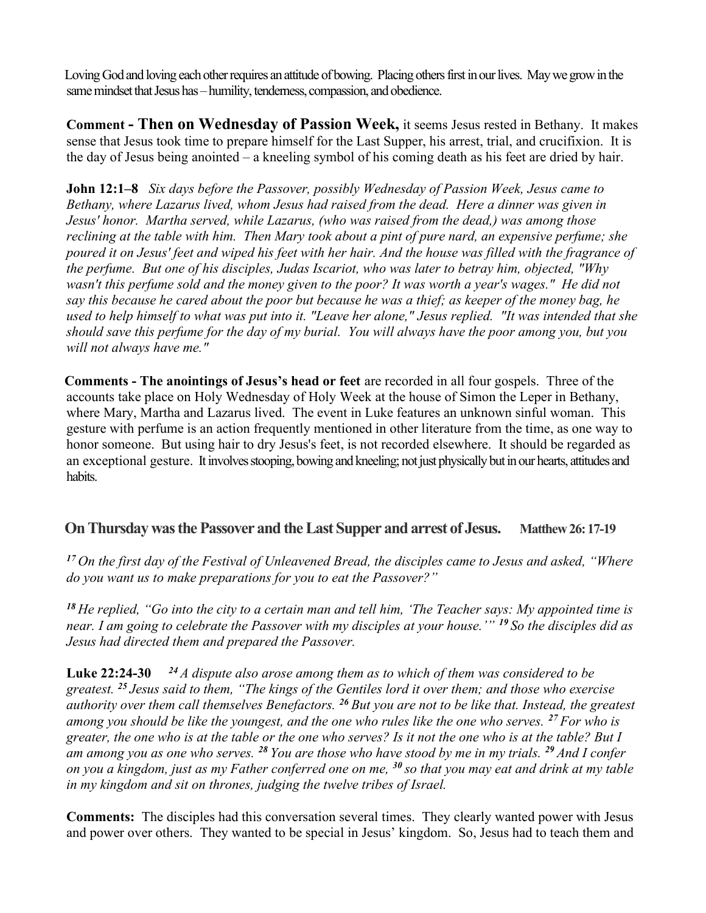Loving God and loving each other requires an attitude of bowing. Placing others first in our lives. May we grow in the same mindset that Jesus has – humility, tenderness, compassion, and obedience.

**Comment - Then on Wednesday of Passion Week,** it seems Jesus rested in Bethany. It makes sense that Jesus took time to prepare himself for the Last Supper, his arrest, trial, and crucifixion. It is the day of Jesus being anointed – a kneeling symbol of his coming death as his feet are dried by hair.

**John 12:1–8** *Six days before the Passover, possibly Wednesday of Passion Week, Jesus came to Bethany, where Lazarus lived, whom Jesus had raised from the dead. Here a dinner was given in Jesus' honor. Martha served, while Lazarus, (who was raised from the dead,) was among those reclining at the table with him. Then Mary took about a pint of pure nard, an expensive perfume; she poured it on Jesus' feet and wiped his feet with her hair. And the house was filled with the fragrance of the perfume. But one of his disciples, Judas Iscariot, who was later to betray him, objected, "Why wasn't this perfume sold and the money given to the poor? It was worth a year's wages." He did not say this because he cared about the poor but because he was a thief; as keeper of the money bag, he used to help himself to what was put into it. "Leave her alone," Jesus replied. "It was intended that she should save this perfume for the day of my burial. You will always have the poor among you, but you will not always have me."*

**Comments - The anointings of Jesus's head or feet** are recorded in all four gospels. Three of the accounts take place on Holy Wednesday of Holy Week at the house of Simon the Leper in Bethany, where Mary, Martha and Lazarus lived. The event in Luke features an unknown sinful woman. This gesture with perfume is an action frequently mentioned in other literature from the time, as one way to honor someone. But using hair to dry Jesus's feet, is not recorded elsewhere. It should be regarded as an exceptional gesture. It involves stooping, bowing and kneeling; not just physically but in our hearts, attitudes and habits.

## On Thursday was the Passover and the Last Supper and arrest of Jesus. Matthew 26: 17-19

*[17] On the first day of the Festival of Unleavened Bread, the disciples came to Jesus and asked, "Where do you want us to make preparations for you to eat the Passover?"*

*[18] He replied, "Go into the city to a certain man and tell him, 'The Teacher says: My appointed time is near. I am going to celebrate the Passover with my disciples at your house.'" [19] So the disciples did as Jesus had directed them and prepared the Passover.*

**Luke 22:24-30** *[24] A dispute also arose among them as to which of them was considered to be greatest. [25] Jesus said to them, "The kings of the Gentiles lord it over them; and those who exercise authority over them call themselves Benefactors. [26] But you are not to be like that. Instead, the greatest among you should be like the youngest, and the one who rules like the one who serves. [27] For who is greater, the one who is at the table or the one who serves? Is it not the one who is at the table? But I am among you as one who serves. [28] You are those who have stood by me in my trials. [29] And I confer on you a kingdom, just as my Father conferred one on me, [30] so that you may eat and drink at my table in my kingdom and sit on thrones, judging the twelve tribes of Israel.*

**Comments:** The disciples had this conversation several times. They clearly wanted power with Jesus and power over others. They wanted to be special in Jesus' kingdom. So, Jesus had to teach them and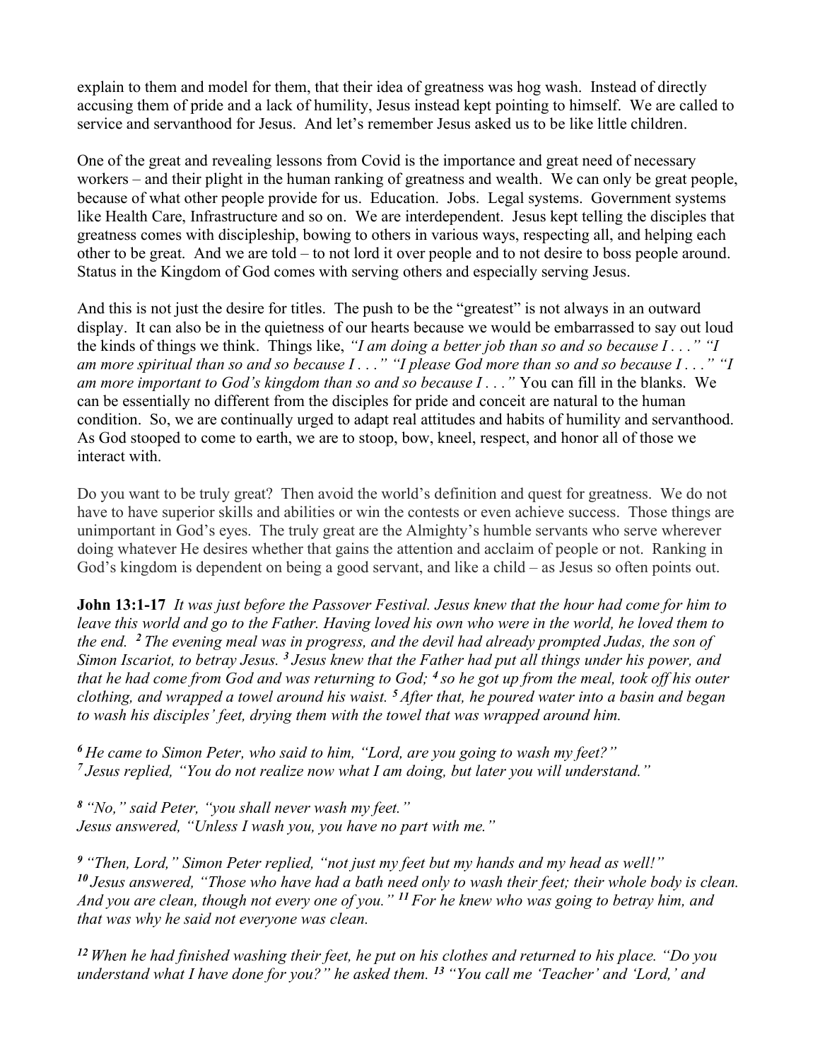explain to them and model for them, that their idea of greatness was hog wash. Instead of directly accusing them of pride and a lack of humility, Jesus instead kept pointing to himself. We are called to service and servanthood for Jesus. And let's remember Jesus asked us to be like little children.

One of the great and revealing lessons from Covid is the importance and great need of necessary workers – and their plight in the human ranking of greatness and wealth. We can only be great people, because of what other people provide for us. Education. Jobs. Legal systems. Government systems like Health Care, Infrastructure and so on. We are interdependent. Jesus kept telling the disciples that greatness comes with discipleship, bowing to others in various ways, respecting all, and helping each other to be great. And we are told – to not lord it over people and to not desire to boss people around. Status in the Kingdom of God comes with serving others and especially serving Jesus.

And this is not just the desire for titles. The push to be the "greatest" is not always in an outward display. It can also be in the quietness of our hearts because we would be embarrassed to say out loud the kinds of things we think. Things like, *"I am doing a better job than so and so because I . . ." "I am more spiritual than so and so because I . . ." "I please God more than so and so because I . . ." "I am more important to God's kingdom than so and so because I . . ."* You can fill in the blanks. We can be essentially no different from the disciples for pride and conceit are natural to the human condition. So, we are continually urged to adapt real attitudes and habits of humility and servanthood. As God stooped to come to earth, we are to stoop, bow, kneel, respect, and honor all of those we interact with.

Do you want to be truly great? Then avoid the world's definition and quest for greatness. We do not have to have superior skills and abilities or win the contests or even achieve success. Those things are unimportant in God's eyes. The truly great are the Almighty's humble servants who serve wherever doing whatever He desires whether that gains the attention and acclaim of people or not. Ranking in God's kingdom is dependent on being a good servant, and like a child – as Jesus so often points out.

**John 13:1-17** *It was just before the Passover Festival. Jesus knew that the hour had come for him to leave this world and go to the Father. Having loved his own who were in the world, he loved them to the end.* ***2*** *The evening meal was in progress, and the devil had already prompted Judas, the son of Simon Iscariot, to betray Jesus.* ***3*** *Jesus knew that the Father had put all things under his power, and that he had come from God and was returning to God;* ***4*** *so he got up from the meal, took off his outer clothing, and wrapped a towel around his waist.* ***5*** *After that, he poured water into a basin and began to wash his disciples' feet, drying them with the towel that was wrapped around him.*

***6*** *He came to Simon Peter, who said to him, "Lord, are you going to wash my feet?"*
***7*** *Jesus replied, "You do not realize now what I am doing, but later you will understand."*

***8*** *"No," said Peter, "you shall never wash my feet."*
*Jesus answered, "Unless I wash you, you have no part with me."*

***9*** *"Then, Lord," Simon Peter replied, "not just my feet but my hands and my head as well!"*
***10*** *Jesus answered, "Those who have had a bath need only to wash their feet; their whole body is clean. And you are clean, though not every one of you."* ***11*** *For he knew who was going to betray him, and that was why he said not everyone was clean.*

***12*** *When he had finished washing their feet, he put on his clothes and returned to his place. "Do you understand what I have done for you?" he asked them.* ***13*** *"You call me 'Teacher' and 'Lord,' and*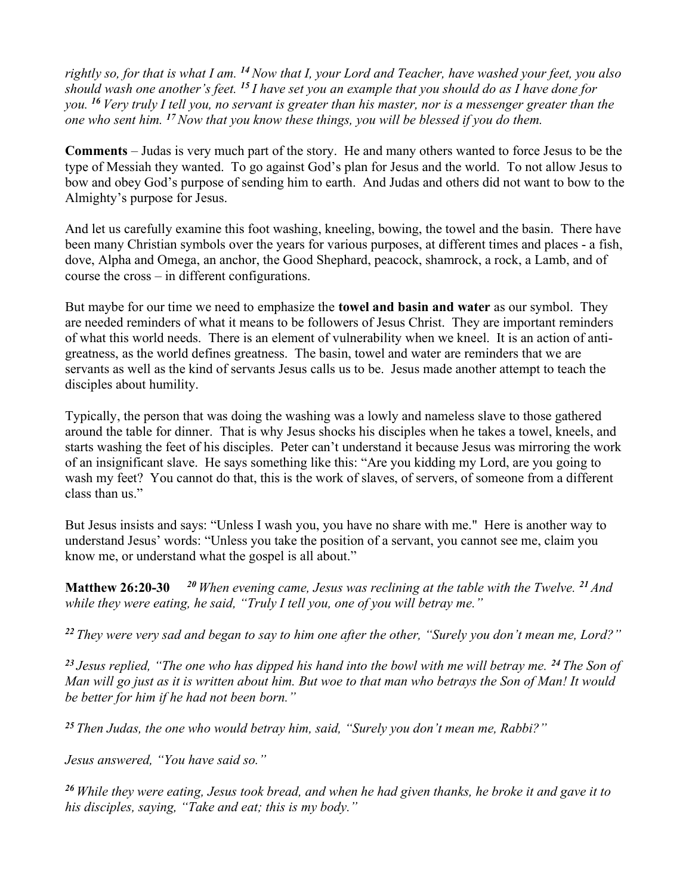*rightly so, for that is what I am.* [14] *Now that I, your Lord and Teacher, have washed your feet, you also should wash one another's feet.* [15] *I have set you an example that you should do as I have done for you.* [16] *Very truly I tell you, no servant is greater than his master, nor is a messenger greater than the one who sent him.* [17] *Now that you know these things, you will be blessed if you do them.*

**Comments** – Judas is very much part of the story. He and many others wanted to force Jesus to be the type of Messiah they wanted. To go against God's plan for Jesus and the world. To not allow Jesus to bow and obey God's purpose of sending him to earth. And Judas and others did not want to bow to the Almighty's purpose for Jesus.

And let us carefully examine this foot washing, kneeling, bowing, the towel and the basin. There have been many Christian symbols over the years for various purposes, at different times and places - a fish, dove, Alpha and Omega, an anchor, the Good Shephard, peacock, shamrock, a rock, a Lamb, and of course the cross – in different configurations.

But maybe for our time we need to emphasize the **towel and basin and water** as our symbol. They are needed reminders of what it means to be followers of Jesus Christ. They are important reminders of what this world needs. There is an element of vulnerability when we kneel. It is an action of anti-greatness, as the world defines greatness. The basin, towel and water are reminders that we are servants as well as the kind of servants Jesus calls us to be. Jesus made another attempt to teach the disciples about humility.

Typically, the person that was doing the washing was a lowly and nameless slave to those gathered around the table for dinner. That is why Jesus shocks his disciples when he takes a towel, kneels, and starts washing the feet of his disciples. Peter can't understand it because Jesus was mirroring the work of an insignificant slave. He says something like this: "Are you kidding my Lord, are you going to wash my feet? You cannot do that, this is the work of slaves, of servers, of someone from a different class than us."

But Jesus insists and says: "Unless I wash you, you have no share with me." Here is another way to understand Jesus' words: "Unless you take the position of a servant, you cannot see me, claim you know me, or understand what the gospel is all about."

**Matthew 26:20-30** [20] *When evening came, Jesus was reclining at the table with the Twelve.* [21] *And while they were eating, he said, "Truly I tell you, one of you will betray me."*

[22] *They were very sad and began to say to him one after the other, "Surely you don't mean me, Lord?"*

[23] *Jesus replied, "The one who has dipped his hand into the bowl with me will betray me.* [24] *The Son of Man will go just as it is written about him. But woe to that man who betrays the Son of Man! It would be better for him if he had not been born."*

[25] *Then Judas, the one who would betray him, said, "Surely you don't mean me, Rabbi?"*

*Jesus answered, "You have said so."*

[26] *While they were eating, Jesus took bread, and when he had given thanks, he broke it and gave it to his disciples, saying, "Take and eat; this is my body."*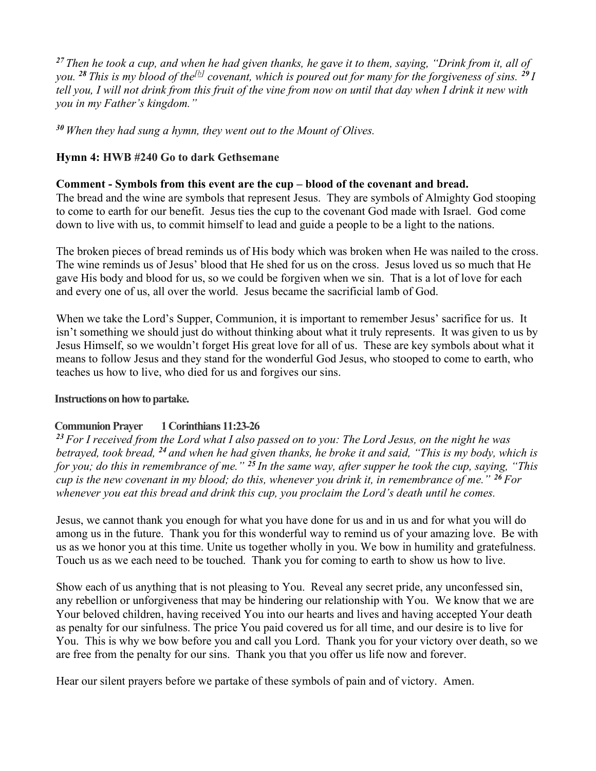*[27] Then he took a cup, and when he had given thanks, he gave it to them, saying, "Drink from it, all of you. [28] This is my blood of the[b] covenant, which is poured out for many for the forgiveness of sins. [29] I tell you, I will not drink from this fruit of the vine from now on until that day when I drink it new with you in my Father's kingdom."*

*[30] When they had sung a hymn, they went out to the Mount of Olives.*

**Hymn 4: HWB #240 Go to dark Gethsemane**

**Comment - Symbols from this event are the cup – blood of the covenant and bread.**

The bread and the wine are symbols that represent Jesus. They are symbols of Almighty God stooping to come to earth for our benefit. Jesus ties the cup to the covenant God made with Israel. God come down to live with us, to commit himself to lead and guide a people to be a light to the nations.

The broken pieces of bread reminds us of His body which was broken when He was nailed to the cross. The wine reminds us of Jesus' blood that He shed for us on the cross. Jesus loved us so much that He gave His body and blood for us, so we could be forgiven when we sin. That is a lot of love for each and every one of us, all over the world. Jesus became the sacrificial lamb of God.

When we take the Lord's Supper, Communion, it is important to remember Jesus' sacrifice for us. It isn't something we should just do without thinking about what it truly represents. It was given to us by Jesus Himself, so we wouldn't forget His great love for all of us. These are key symbols about what it means to follow Jesus and they stand for the wonderful God Jesus, who stooped to come to earth, who teaches us how to live, who died for us and forgives our sins.

**Instructions on how to partake.**

**Communion Prayer 1 Corinthians 11:23-26**

*[23] For I received from the Lord what I also passed on to you: The Lord Jesus, on the night he was betrayed, took bread, [24] and when he had given thanks, he broke it and said, "This is my body, which is for you; do this in remembrance of me." [25] In the same way, after supper he took the cup, saying, "This cup is the new covenant in my blood; do this, whenever you drink it, in remembrance of me." [26] For whenever you eat this bread and drink this cup, you proclaim the Lord's death until he comes.*

Jesus, we cannot thank you enough for what you have done for us and in us and for what you will do among us in the future. Thank you for this wonderful way to remind us of your amazing love. Be with us as we honor you at this time. Unite us together wholly in you. We bow in humility and gratefulness. Touch us as we each need to be touched. Thank you for coming to earth to show us how to live.

Show each of us anything that is not pleasing to You. Reveal any secret pride, any unconfessed sin, any rebellion or unforgiveness that may be hindering our relationship with You. We know that we are Your beloved children, having received You into our hearts and lives and having accepted Your death as penalty for our sinfulness. The price You paid covered us for all time, and our desire is to live for You. This is why we bow before you and call you Lord. Thank you for your victory over death, so we are free from the penalty for our sins. Thank you that you offer us life now and forever.

Hear our silent prayers before we partake of these symbols of pain and of victory. Amen.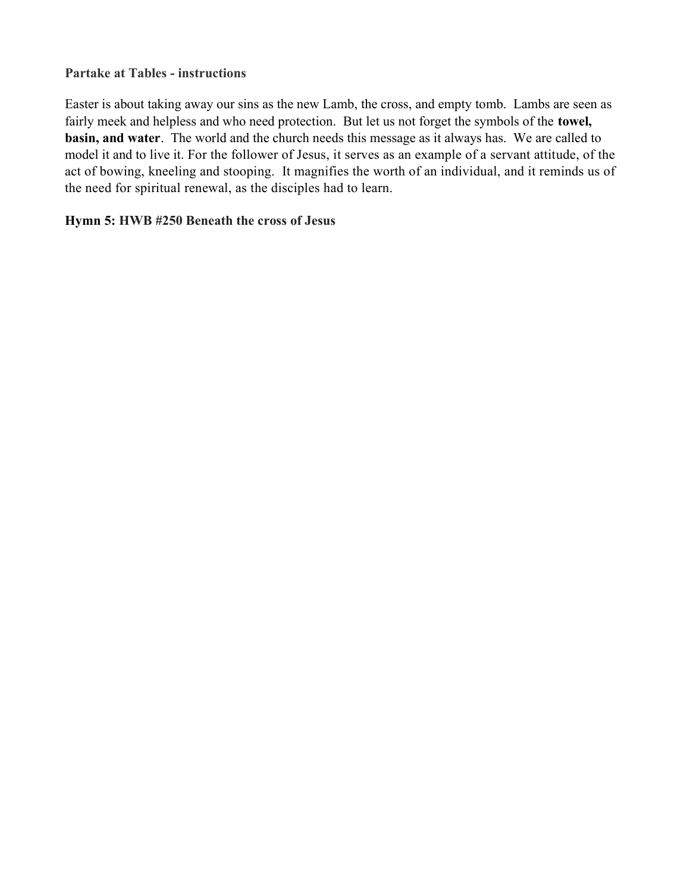**Partake at Tables - instructions**

Easter is about taking away our sins as the new Lamb, the cross, and empty tomb. Lambs are seen as fairly meek and helpless and who need protection. But let us not forget the symbols of the **towel, basin, and water**. The world and the church needs this message as it always has. We are called to model it and to live it. For the follower of Jesus, it serves as an example of a servant attitude, of the act of bowing, kneeling and stooping. It magnifies the worth of an individual, and it reminds us of the need for spiritual renewal, as the disciples had to learn.

**Hymn 5: HWB #250 Beneath the cross of Jesus**